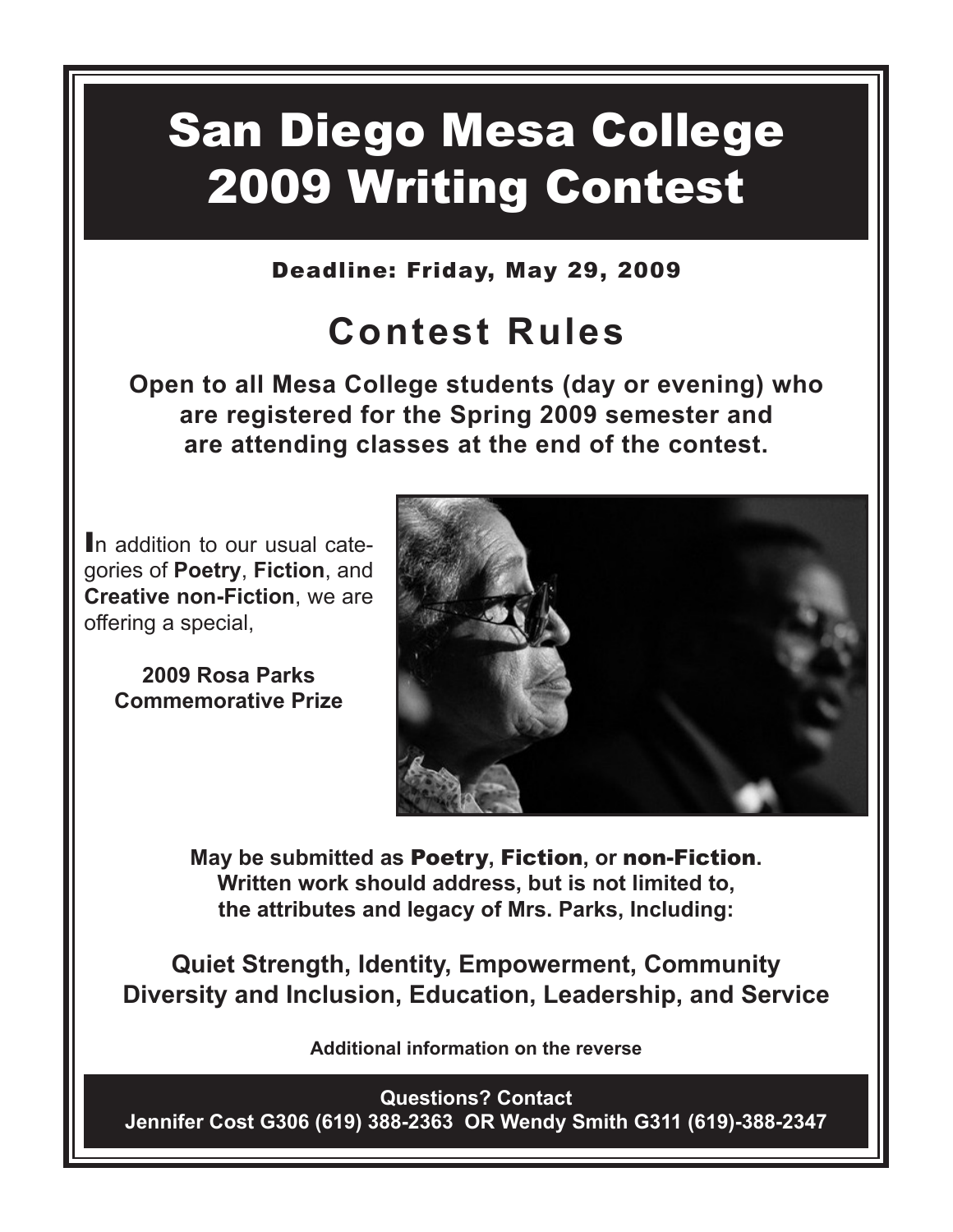# San Diego Mesa College 2009 Writing Contest

**Deadline: Friday, May 29, 2009**

## Contest Rules

**Open to all Mesa College students (day or evening) who are registered for the Spring 2009 semester and are attending classes at the end of the contest.**

In addition to our usual categories of **Poetry**, **Fiction**, and **Creative non-Fiction**, we are offering a special,

**2009 Rosa Parks Commemorative Prize**

**May be submitted as Poetry, Fiction, or non-Fiction. Written work should address, but is not limited to, the attributes and legacy of Mrs. Parks, Including:**

**Quiet Strength, Identity, Empowerment, Community Diversity and Inclusion, Education, Leadership, and Service**

**Additional information on the reverse**

**Questions? Contact**
**Jennifer Cost G306 (619) 388-2363 OR Wendy Smith G311 (619)-388-2347**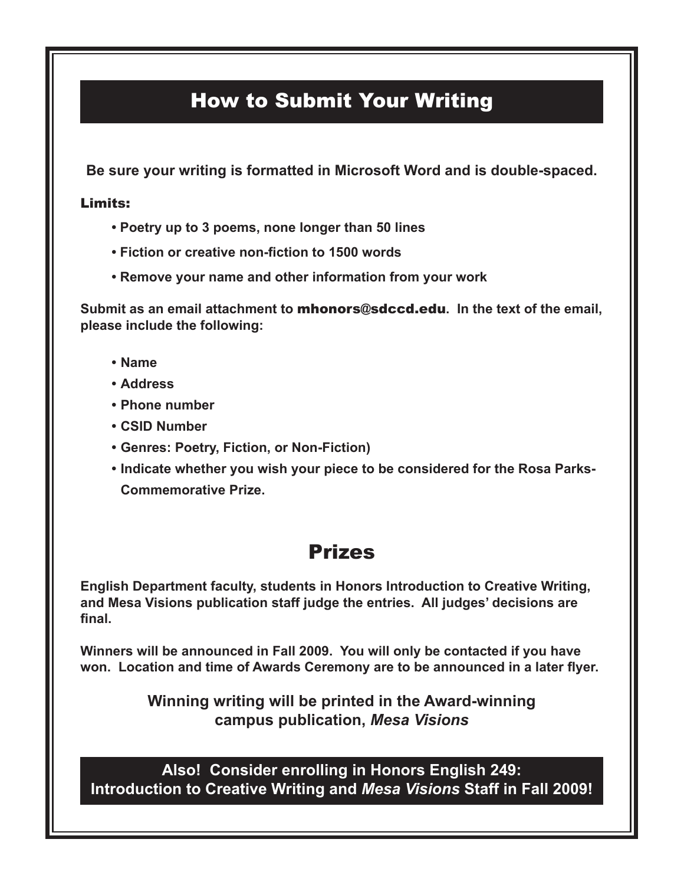## How to Submit Your Writing

**Be sure your writing is formatted in Microsoft Word and is double-spaced.**

**Limits:**

- **Poetry up to 3 poems, none longer than 50 lines**
- **Fiction or creative non-fiction to 1500 words**
- **Remove your name and other information from your work**

**Submit as an email attachment to mhonors@sdccd.edu. In the text of the email, please include the following:**

- **Name**
- **Address**
- **Phone number**
- **CSID Number**
- **Genres: Poetry, Fiction, or Non-Fiction)**
- **Indicate whether you wish your piece to be considered for the Rosa Parks-Commemorative Prize.**

## Prizes

**English Department faculty, students in Honors Introduction to Creative Writing, and Mesa Visions publication staff judge the entries. All judges' decisions are final.**

**Winners will be announced in Fall 2009. You will only be contacted if you have won. Location and time of Awards Ceremony are to be announced in a later flyer.**

**Winning writing will be printed in the Award-winning campus publication, *Mesa Visions***

**Also! Consider enrolling in Honors English 249: Introduction to Creative Writing and *Mesa Visions* Staff in Fall 2009!**